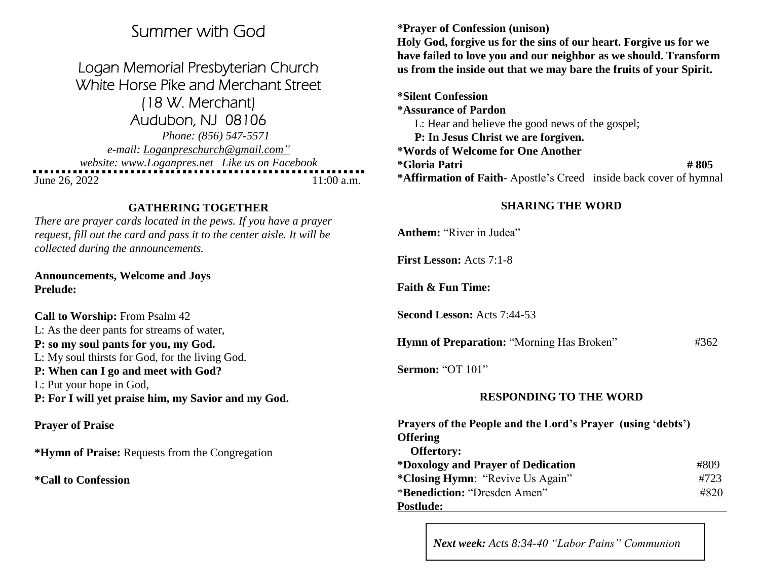# Summer with God

## Logan Memorial Presbyterian Church

White Horse Pike and Merchant Street
(18 W. Merchant)
Audubon, NJ 08106

*Phone: (856) 547-5571*
*e-mail: Loganpreschurch@gmail.com"*
*website: www.Loganpres.net Like us on Facebook*

June 26, 2022 11:00 a.m.

### GATHERING TOGETHER

*There are prayer cards located in the pews. If you have a prayer request, fill out the card and pass it to the center aisle. It will be collected during the announcements.*

**Announcements, Welcome and Joys**
**Prelude:**

**Call to Worship:** From Psalm 42
L: As the deer pants for streams of water,
**P: so my soul pants for you, my God.**
L: My soul thirsts for God, for the living God.
**P: When can I go and meet with God?**
L: Put your hope in God,
**P: For I will yet praise him, my Savior and my God.**

**Prayer of Praise**

**\*Hymn of Praise:** Requests from the Congregation

**\*Call to Confession**

**\*Prayer of Confession (unison)**
**Holy God, forgive us for the sins of our heart. Forgive us for we have failed to love you and our neighbor as we should. Transform us from the inside out that we may bare the fruits of your Spirit.**

**\*Silent Confession**
**\*Assurance of Pardon**
L: Hear and believe the good news of the gospel;
**P: In Jesus Christ we are forgiven.**
**\*Words of Welcome for One Another**
**\*Gloria Patri** **# 805**
**\*Affirmation of Faith**- Apostle's Creed inside back cover of hymnal

### SHARING THE WORD

**Anthem:** "River in Judea"

**First Lesson:** Acts 7:1-8

**Faith & Fun Time:**

**Second Lesson:** Acts 7:44-53

**Hymn of Preparation:** "Morning Has Broken" #362

**Sermon:** "OT 101"

### RESPONDING TO THE WORD

**Prayers of the People and the Lord's Prayer (using 'debts')**
**Offering**
**Offertory:**
**\*Doxology and Prayer of Dedication** #809
**\*Closing Hymn**: "Revive Us Again" #723
\***Benediction:** "Dresden Amen" #820
**Postlude:**

***Next week:** Acts 8:34-40 "Labor Pains" Communion*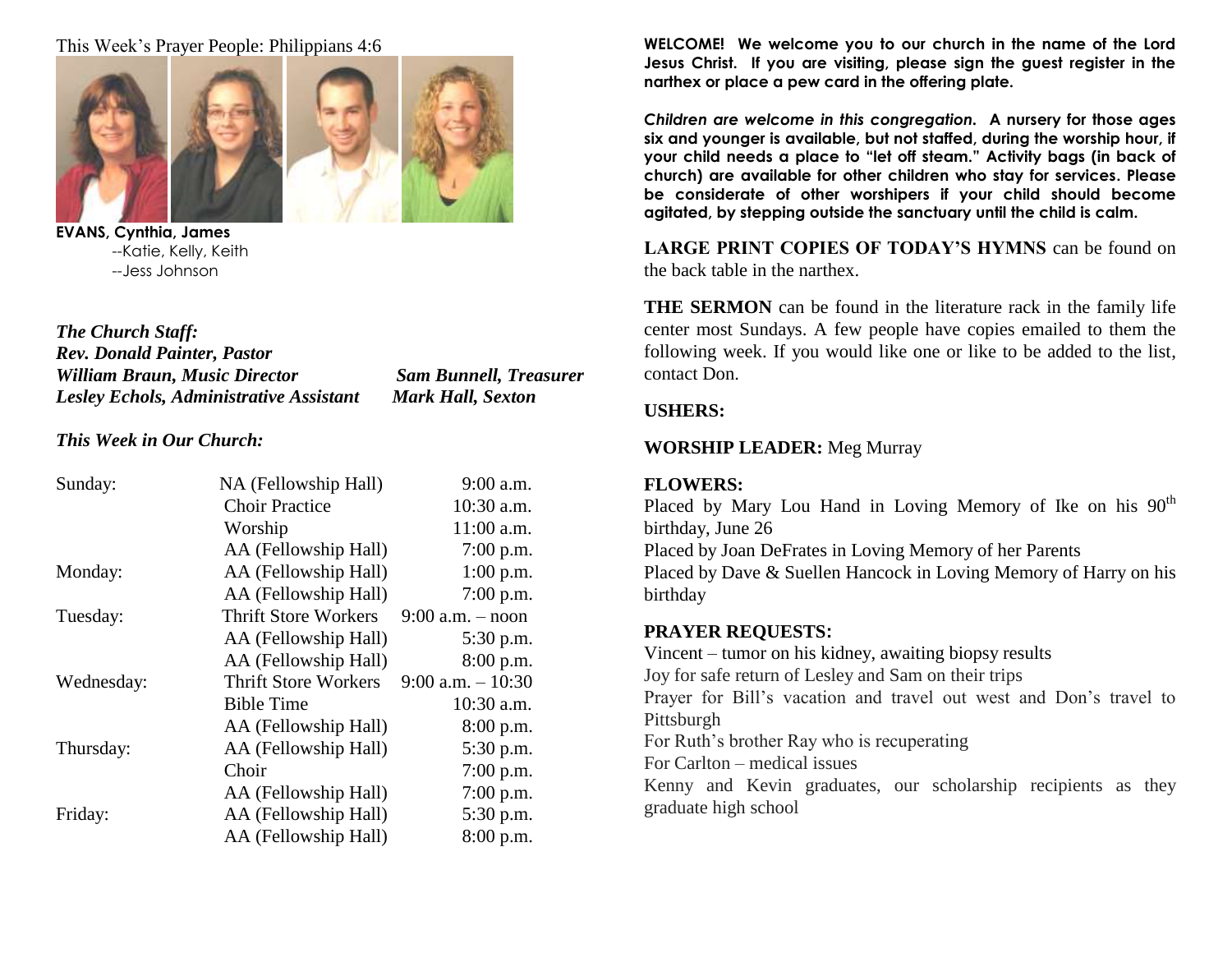This Week's Prayer People: Philippians 4:6

**EVANS, Cynthia, James**
--Katie, Kelly, Keith
--Jess Johnson

***The Church Staff:***
***Rev. Donald Painter, Pastor***
***William Braun, Music Director*** ***Sam Bunnell, Treasurer***
***Lesley Echols, Administrative Assistant*** ***Mark Hall, Sexton***

***This Week in Our Church:***

| | | |
|---|---|---|
| Sunday: | NA (Fellowship Hall) | 9:00 a.m. |
| | Choir Practice | 10:30 a.m. |
| | Worship | 11:00 a.m. |
| | AA (Fellowship Hall) | 7:00 p.m. |
| Monday: | AA (Fellowship Hall) | 1:00 p.m. |
| | AA (Fellowship Hall) | 7:00 p.m. |
| Tuesday: | Thrift Store Workers | 9:00 a.m. – noon |
| | AA (Fellowship Hall) | 5:30 p.m. |
| | AA (Fellowship Hall) | 8:00 p.m. |
| Wednesday: | Thrift Store Workers | 9:00 a.m. – 10:30 |
| | Bible Time | 10:30 a.m. |
| | AA (Fellowship Hall) | 8:00 p.m. |
| Thursday: | AA (Fellowship Hall) | 5:30 p.m. |
| | Choir | 7:00 p.m. |
| | AA (Fellowship Hall) | 7:00 p.m. |
| Friday: | AA (Fellowship Hall) | 5:30 p.m. |
| | AA (Fellowship Hall) | 8:00 p.m. |

**WELCOME! We welcome you to our church in the name of the Lord Jesus Christ. If you are visiting, please sign the guest register in the narthex or place a pew card in the offering plate.**

***Children are welcome in this congregation.*** **A nursery for those ages six and younger is available, but not staffed, during the worship hour, if your child needs a place to "let off steam." Activity bags (in back of church) are available for other children who stay for services. Please be considerate of other worshipers if your child should become agitated, by stepping outside the sanctuary until the child is calm.**

**LARGE PRINT COPIES OF TODAY'S HYMNS** can be found on the back table in the narthex.

**THE SERMON** can be found in the literature rack in the family life center most Sundays. A few people have copies emailed to them the following week. If you would like one or like to be added to the list, contact Don.

**USHERS:**

**WORSHIP LEADER:** Meg Murray

**FLOWERS:**
Placed by Mary Lou Hand in Loving Memory of Ike on his 90th birthday, June 26
Placed by Joan DeFrates in Loving Memory of her Parents
Placed by Dave & Suellen Hancock in Loving Memory of Harry on his birthday

**PRAYER REQUESTS:**
Vincent – tumor on his kidney, awaiting biopsy results
Joy for safe return of Lesley and Sam on their trips
Prayer for Bill's vacation and travel out west and Don's travel to Pittsburgh
For Ruth's brother Ray who is recuperating
For Carlton – medical issues
Kenny and Kevin graduates, our scholarship recipients as they graduate high school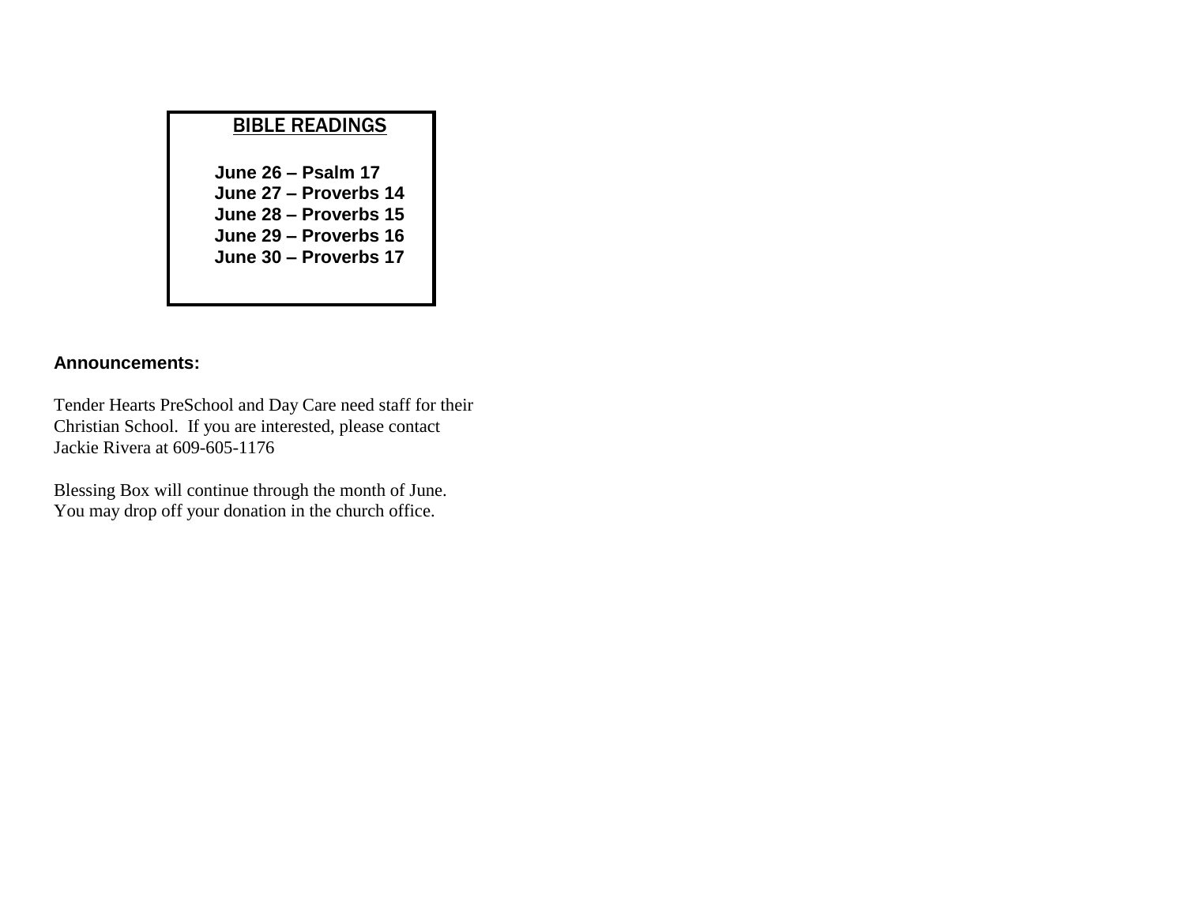## BIBLE READINGS

**June 26 – Psalm 17**
**June 27 – Proverbs 14**
**June 28 – Proverbs 15**
**June 29 – Proverbs 16**
**June 30 – Proverbs 17**

**Announcements:**

Tender Hearts PreSchool and Day Care need staff for their Christian School. If you are interested, please contact Jackie Rivera at 609-605-1176

Blessing Box will continue through the month of June. You may drop off your donation in the church office.